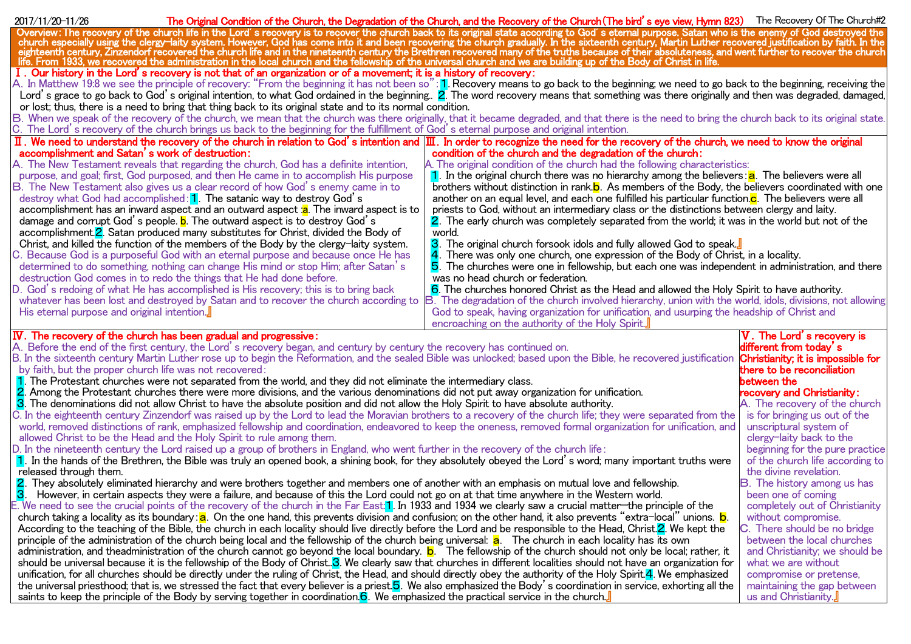2017/11/20-11/26 **The Original Condition of the Church, the Degradation of the Church, and the Recovery of the Church(The bird's eye view, Hymn 823)** The Recovery Of The Church#2

**Overview: The recovery of the church life in the Lord's recovery is to recover the church back to its original state according to God's eternal purpose. Satan who is the enemy of God destroyed the church especially using the clergy-laity system. However, God has come into it and been recovering the church gradually. In the sixteenth century, Martin Luther recovered justification by faith. In the eighteenth century, Zinzendorf recovered the church life and in the nineteenth century the Brethren recovered many of the truths because of their absoluteness, and went further to recover the church life. From 1933, we recovered the administration in the local church and the fellowship of the universal church and we are building up of the Body of Christ in life.**

## Ⅰ. Our history in the Lord's recovery is not that of an organization or of a movement; it is a history of recovery:

A. In Matthew 19:8 we see the principle of recovery: "From the beginning it has not been so": 1. Recovery means to go back to the beginning; we need to go back to the beginning, receiving the Lord's grace to go back to God's original intention, to what God ordained in the beginning.. 2. The word recovery means that something was there originally and then was degraded, damaged, or lost; thus, there is a need to bring that thing back to its original state and to its normal condition.

B. When we speak of the recovery of the church, we mean that the church was there originally, that it became degraded, and that there is the need to bring the church back to its original state.

C. The Lord's recovery of the church brings us back to the beginning for the fulfillment of God's eternal purpose and original intention.

## Ⅱ. We need to understand the recovery of the church in relation to God's intention and accomplishment and Satan's work of destruction:

A. The New Testament reveals that regarding the church, God has a definite intention, purpose, and goal; first, God purposed, and then He came in to accomplish His purpose

B. The New Testament also gives us a clear record of how God's enemy came in to destroy what God had accomplished: 1. The satanic way to destroy God's accomplishment has an inward aspect and an outward aspect :a. The inward aspect is to damage and corrupt God's people. b. The outward aspect is to destroy God's accomplishment.2. Satan produced many substitutes for Christ, divided the Body of Christ, and killed the function of the members of the Body by the clergy-laity system.

C. Because God is a purposeful God with an eternal purpose and because once He has determined to do something, nothing can change His mind or stop Him; after Satan's destruction God comes in to redo the things that He had done before.

D. God's redoing of what He has accomplished is His recovery; this is to bring back whatever has been lost and destroyed by Satan and to recover the church according to His eternal purpose and original intention.』

## Ⅲ. In order to recognize the need for the recovery of the church, we need to know the original condition of the church and the degradation of the church:

A. The original condition of the church had the following characteristics:
1. In the original church there was no hierarchy among the believers: a. The believers were all brothers without distinction in rank. b. As members of the Body, the believers coordinated with one another on an equal level, and each one fulfilled his particular function. c. The believers were all priests to God, without an intermediary class or the distinctions between clergy and laity.
2. The early church was completely separated from the world; it was in the world but not of the world.
3. The original church forsook idols and fully allowed God to speak.』
4. There was only one church, one expression of the Body of Christ, in a locality.
5. The churches were one in fellowship, but each one was independent in administration, and there was no head church or federation.
6. The churches honored Christ as the Head and allowed the Holy Spirit to have authority.

B. The degradation of the church involved hierarchy, union with the world, idols, divisions, not allowing God to speak, having organization for unification, and usurping the headship of Christ and encroaching on the authority of the Holy Spirit.』

## Ⅳ. The recovery of the church has been gradual and progressive:

A. Before the end of the first century, the Lord's recovery began, and century by century the recovery has continued on.

B. In the sixteenth century Martin Luther rose up to begin the Reformation, and the sealed Bible was unlocked; based upon the Bible, he recovered justification by faith, but the proper church life was not recovered:
1. The Protestant churches were not separated from the world, and they did not eliminate the intermediary class.
2. Among the Protestant churches there were more divisions, and the various denominations did not put away organization for unification.
3. The denominations did not allow Christ to have the absolute position and did not allow the Holy Spirit to have absolute authority.

C. In the eighteenth century Zinzendorf was raised up by the Lord to lead the Moravian brothers to a recovery of the church life; they were separated from the world, removed distinctions of rank, emphasized fellowship and coordination, endeavored to keep the oneness, removed formal organization for unification, and allowed Christ to be the Head and the Holy Spirit to rule among them.

D. In the nineteenth century the Lord raised up a group of brothers in England, who went further in the recovery of the church life:
1. In the hands of the Brethren, the Bible was truly an opened book, a shining book, for they absolutely obeyed the Lord's word; many important truths were released through them.
2. They absolutely eliminated hierarchy and were brothers together and members one of another with an emphasis on mutual love and fellowship.
3. However, in certain aspects they were a failure, and because of this the Lord could not go on at that time anywhere in the Western world.

E. We need to see the crucial points of the recovery of the church in the Far East:1. In 1933 and 1934 we clearly saw a crucial matter—the principle of the church taking a locality as its boundary: a. On the one hand, this prevents division and confusion; on the other hand, it also prevents "extra-local" unions. b. According to the teaching of the Bible, the church in each locality should live directly before the Lord and be responsible to the Head, Christ.2. We kept the principle of the administration of the church being local and the fellowship of the church being universal: a. The church in each locality has its own administration, and theadministration of the church cannot go beyond the local boundary. b. The fellowship of the church should not only be local; rather, it should be universal because it is the fellowship of the Body of Christ..3. We clearly saw that churches in different localities should not have an organization for unification, for all churches should be directly under the ruling of Christ, the Head, and should directly obey the authority of the Holy Spirit.4. We emphasized the universal priesthood; that is, we stressed the fact that every believer is a priest.5. We also emphasized the Body's coordination in service, exhorting all the saints to keep the principle of the Body by serving together in coordination.6. We emphasized the practical service in the church.』

## Ⅴ. The Lord's recovery is different from today's Christianity; it is impossible for there to be reconciliation between the recovery and Christianity:

A. The recovery of the church is for bringing us out of the unscriptural system of clergy-laity back to the beginning for the pure practice of the church life according to the divine revelation.

B. The history among us has been one of coming completely out of Christianity without compromise.

C. There should be no bridge between the local churches and Christianity; we should be what we are without compromise or pretense, maintaining the gap between us and Christianity.』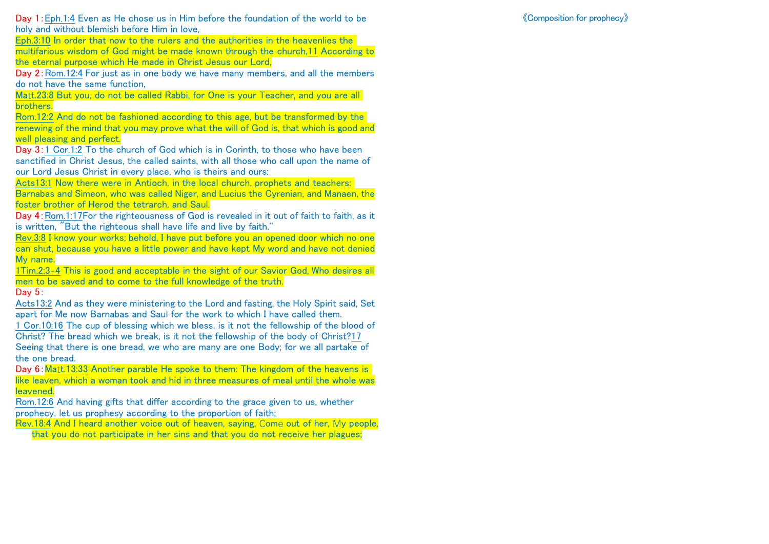《Composition for prophecy》

Day 1：Eph.1:4 Even as He chose us in Him before the foundation of the world to be holy and without blemish before Him in love,

Eph.3:10 In order that now to the rulers and the authorities in the heavenlies the multifarious wisdom of God might be made known through the church,11 According to the eternal purpose which He made in Christ Jesus our Lord,

Day 2：Rom.12:4 For just as in one body we have many members, and all the members do not have the same function,

Matt.23:8 But you, do not be called Rabbi, for One is your Teacher, and you are all brothers.

Rom.12:2 And do not be fashioned according to this age, but be transformed by the renewing of the mind that you may prove what the will of God is, that which is good and well pleasing and perfect.

Day 3：1 Cor.1:2 To the church of God which is in Corinth, to those who have been sanctified in Christ Jesus, the called saints, with all those who call upon the name of our Lord Jesus Christ in every place, who is theirs and ours:

Acts13:1 Now there were in Antioch, in the local church, prophets and teachers: Barnabas and Simeon, who was called Niger, and Lucius the Cyrenian, and Manaen, the foster brother of Herod the tetrarch, and Saul.

Day 4：Rom.1:17For the righteousness of God is revealed in it out of faith to faith, as it is written, "But the righteous shall have life and live by faith."

Rev.3:8 I know your works; behold, I have put before you an opened door which no one can shut, because you have a little power and have kept My word and have not denied My name.

1Tim.2:3-4 This is good and acceptable in the sight of our Savior God, Who desires all men to be saved and to come to the full knowledge of the truth.

Day 5：

Acts13:2 And as they were ministering to the Lord and fasting, the Holy Spirit said, Set apart for Me now Barnabas and Saul for the work to which I have called them.

1 Cor.10:16 The cup of blessing which we bless, is it not the fellowship of the blood of Christ? The bread which we break, is it not the fellowship of the body of Christ?17 Seeing that there is one bread, we who are many are one Body; for we all partake of the one bread.

Day 6：Matt.13:33 Another parable He spoke to them: The kingdom of the heavens is like leaven, which a woman took and hid in three measures of meal until the whole was leavened.

Rom.12:6 And having gifts that differ according to the grace given to us, whether prophecy, let us prophesy according to the proportion of faith;

Rev.18:4 And I heard another voice out of heaven, saying, Come out of her, My people, that you do not participate in her sins and that you do not receive her plagues;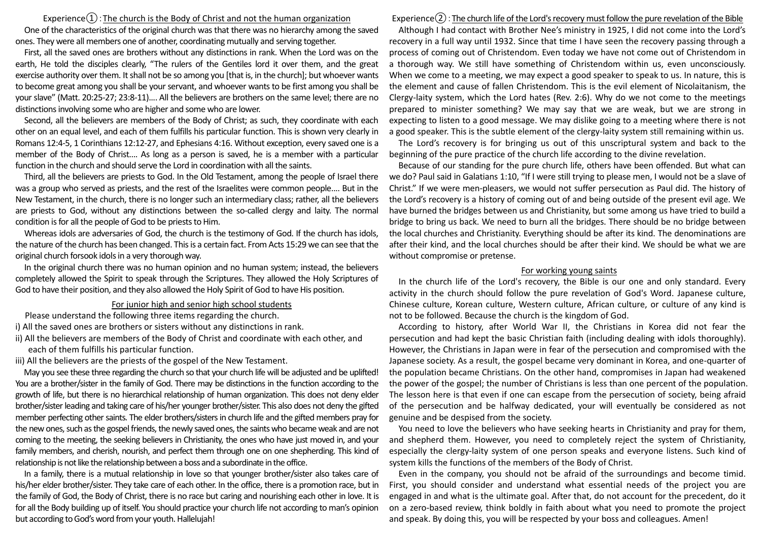## Experience① : The church is the Body of Christ and not the human organization

One of the characteristics of the original church was that there was no hierarchy among the saved ones. They were all members one of another, coordinating mutually and serving together.

First, all the saved ones are brothers without any distinctions in rank. When the Lord was on the earth, He told the disciples clearly, "The rulers of the Gentiles lord it over them, and the great exercise authority over them. It shall not be so among you [that is, in the church]; but whoever wants to become great among you shall be your servant, and whoever wants to be first among you shall be your slave" (Matt. 20:25-27; 23:8-11).... All the believers are brothers on the same level; there are no distinctions involving some who are higher and some who are lower.

Second, all the believers are members of the Body of Christ; as such, they coordinate with each other on an equal level, and each of them fulfills his particular function. This is shown very clearly in Romans 12:4-5, 1 Corinthians 12:12-27, and Ephesians 4:16. Without exception, every saved one is a member of the Body of Christ.... As long as a person is saved, he is a member with a particular function in the church and should serve the Lord in coordination with all the saints.

Third, all the believers are priests to God. In the Old Testament, among the people of Israel there was a group who served as priests, and the rest of the Israelites were common people.... But in the New Testament, in the church, there is no longer such an intermediary class; rather, all the believers are priests to God, without any distinctions between the so-called clergy and laity. The normal condition is for all the people of God to be priests to Him.

Whereas idols are adversaries of God, the church is the testimony of God. If the church has idols, the nature of the church has been changed. This is a certain fact. From Acts 15:29 we can see that the original church forsook idols in a very thorough way.

In the original church there was no human opinion and no human system; instead, the believers completely allowed the Spirit to speak through the Scriptures. They allowed the Holy Scriptures of God to have their position, and they also allowed the Holy Spirit of God to have His position.

### For junior high and senior high school students

Please understand the following three items regarding the church.

i) All the saved ones are brothers or sisters without any distinctions in rank.
ii) All the believers are members of the Body of Christ and coordinate with each other, and each of them fulfills his particular function.
iii) All the believers are the priests of the gospel of the New Testament.

May you see these three regarding the church so that your church life will be adjusted and be uplifted! You are a brother/sister in the family of God. There may be distinctions in the function according to the growth of life, but there is no hierarchical relationship of human organization. This does not deny elder brother/sister leading and taking care of his/her younger brother/sister. This also does not deny the gifted member perfecting other saints. The elder brothers/sisters in church life and the gifted members pray for the new ones, such as the gospel friends, the newly saved ones, the saints who became weak and are not coming to the meeting, the seeking believers in Christianity, the ones who have just moved in, and your family members, and cherish, nourish, and perfect them through one on one shepherding. This kind of relationship is not like the relationship between a boss and a subordinate in the office.

In a family, there is a mutual relationship in love so that younger brother/sister also takes care of his/her elder brother/sister. They take care of each other. In the office, there is a promotion race, but in the family of God, the Body of Christ, there is no race but caring and nourishing each other in love. It is for all the Body building up of itself. You should practice your church life not according to man's opinion but according to God's word from your youth. Hallelujah!

## Experience② : The church life of the Lord's recovery must follow the pure revelation of the Bible

Although I had contact with Brother Nee's ministry in 1925, I did not come into the Lord's recovery in a full way until 1932. Since that time I have seen the recovery passing through a process of coming out of Christendom. Even today we have not come out of Christendom in a thorough way. We still have something of Christendom within us, even unconsciously. When we come to a meeting, we may expect a good speaker to speak to us. In nature, this is the element and cause of fallen Christendom. This is the evil element of Nicolaitanism, the Clergy-laity system, which the Lord hates (Rev. 2:6). Why do we not come to the meetings prepared to minister something? We may say that we are weak, but we are strong in expecting to listen to a good message. We may dislike going to a meeting where there is not a good speaker. This is the subtle element of the clergy-laity system still remaining within us.

The Lord's recovery is for bringing us out of this unscriptural system and back to the beginning of the pure practice of the church life according to the divine revelation.

Because of our standing for the pure church life, others have been offended. But what can we do? Paul said in Galatians 1:10, "If I were still trying to please men, I would not be a slave of Christ." If we were men-pleasers, we would not suffer persecution as Paul did. The history of the Lord's recovery is a history of coming out of and being outside of the present evil age. We have burned the bridges between us and Christianity, but some among us have tried to build a bridge to bring us back. We need to burn all the bridges. There should be no bridge between the local churches and Christianity. Everything should be after its kind. The denominations are after their kind, and the local churches should be after their kind. We should be what we are without compromise or pretense.

### For working young saints

In the church life of the Lord's recovery, the Bible is our one and only standard. Every activity in the church should follow the pure revelation of God's Word. Japanese culture, Chinese culture, Korean culture, Western culture, African culture, or culture of any kind is not to be followed. Because the church is the kingdom of God.

According to history, after World War II, the Christians in Korea did not fear the persecution and had kept the basic Christian faith (including dealing with idols thoroughly). However, the Christians in Japan were in fear of the persecution and compromised with the Japanese society. As a result, the gospel became very dominant in Korea, and one-quarter of the population became Christians. On the other hand, compromises in Japan had weakened the power of the gospel; the number of Christians is less than one percent of the population. The lesson here is that even if one can escape from the persecution of society, being afraid of the persecution and be halfway dedicated, your will eventually be considered as not genuine and be despised from the society.

You need to love the believers who have seeking hearts in Christianity and pray for them, and shepherd them. However, you need to completely reject the system of Christianity, especially the clergy-laity system of one person speaks and everyone listens. Such kind of system kills the functions of the members of the Body of Christ.

Even in the company, you should not be afraid of the surroundings and become timid. First, you should consider and understand what essential needs of the project you are engaged in and what is the ultimate goal. After that, do not account for the precedent, do it on a zero-based review, think boldly in faith about what you need to promote the project and speak. By doing this, you will be respected by your boss and colleagues. Amen!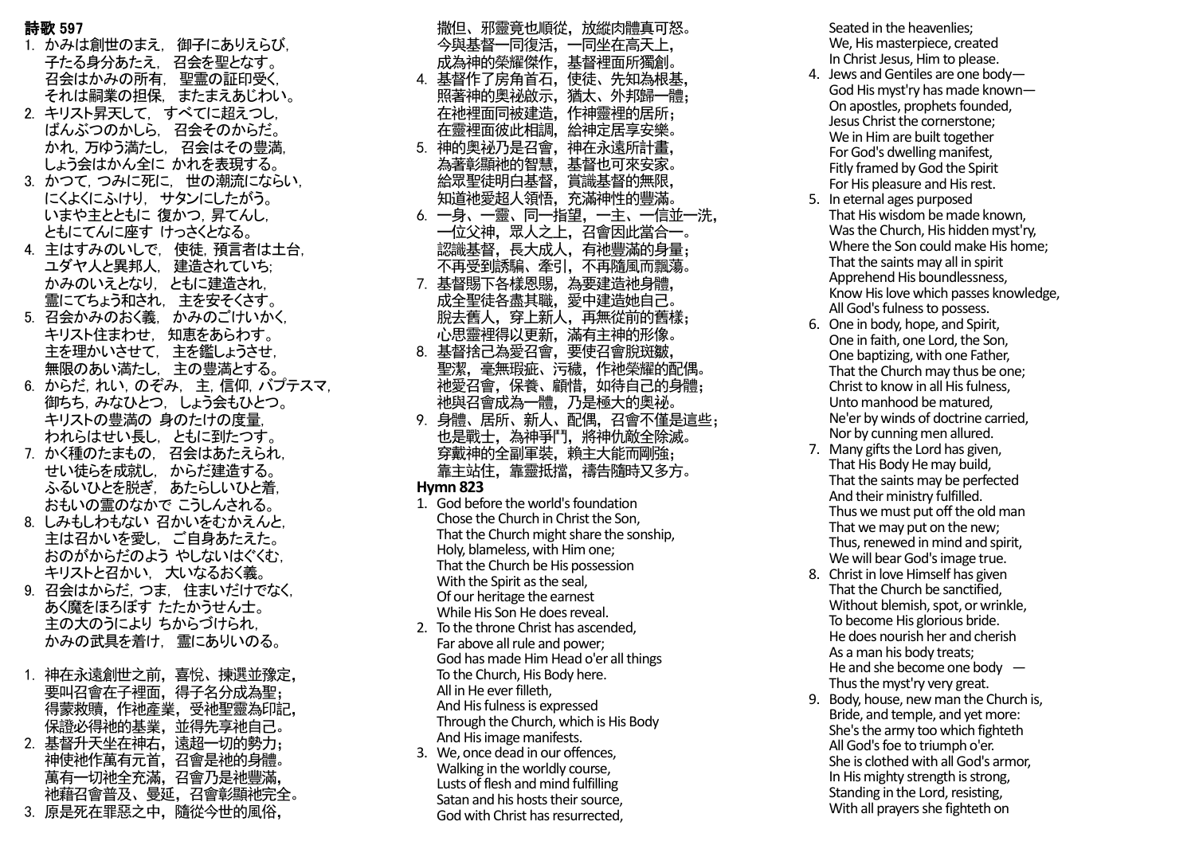**詩歌 597**

1. かみは創世のまえ，御子にありえらび，
   子たる身分あたえ，召会を聖となす。
   召会はかみの所有，聖靈の証印受く，
   それは嗣業の担保，またまえあじわい。
2. キリスト昇天して，すべてに超えつし，
   ばんぶつのかしら，召会そのからだ。
   かれ，万ゆう満たし，召会はその豊満，
   しょう会はかみ全に かれを表現する。
3. かつて，つみに死に，世の潮流にならい，
   にくよくにふけり，サタンにしたがう。
   いまや主とともに 復かつ，昇てんし，
   ともにてんに座す けっさくとなる。
4. 主はすみのいしで，使徒，預言者は土台，
   ユダヤ人と異邦人，建造されていち;
   かみのいえとなり，ともに建造され，
   霊にてちょう和され，主を安そくさす。
5. 召会かみのおく義，かみのごけいかく，
   キリスト住まわせ，知恵をあらわす。
   主を理かいさせて，主を鑑しょうさせ，
   無限のあい満たし，主の豊満とする。
6. からだ，れい，のぞみ，主，信仰，バプテスマ，
   御ちち，みなひとつ，しょう会もひとつ。
   キリストの豊満の 身のたけの度量，
   われらはせい長し，ともに到たつす。
7. かく種のたまもの，召会はあたえられ，
   せい徒らを成就し，からだ建造する。
   ふるいひとを脱ぎ，あたらしいひと着，
   おもいの霊のなかで こうしんされる。
8. しみもしわもない 召かいをむかえんと，
   主は召かいを愛し，ご自身あたえた。
   おのがからだのよう やしないはぐくむ，
   キリストと召かい，大いなるおく義。
9. 召会はからだ，つま，住まいだけでなく，
   あく魔をほろぼす たたかうせん士。
   主の大のうにより ちからづけられ，
   かみの武具を着け，霊にありいのる。

1. 神在永遠創世之前，喜悅、揀選並豫定，
   要叫召會在子裡面，得子名分成為聖；
   得蒙救贖，作祂產業，受祂聖靈為印記，
   保證必得祂的基業，並得先享祂自己。
2. 基督升天坐在神右，遠超一切的勢力；
   神使祂作萬有元首，召會是祂的身體。
   萬有一切祂全充滿，召會乃是祂豐滿，
   祂藉召會普及、曼延，召會彰顯祂完全。
3. 原是死在罪惡之中，隨從今世的風俗，
   撒但、邪靈竟也順從，放縱肉體真可怒。
   今與基督一同復活，一同坐在高天上，
   成為神的榮耀傑作，基督裡面所獨創。
4. 基督作了房角首石，使徒、先知為根基，
   照著神的奧祕啟示，猶太、外邦歸一體；
   在祂裡面同被建造，作神靈裡的居所；
   在靈裡面彼此相調，給神定居享安樂。
5. 神的奧祕乃是召會，神在永遠所計畫，
   為著彰顯祂的智慧，基督也可來安家。
   給眾聖徒明白基督，賞識基督的無限，
   知道祂愛超人領悟，充滿神性的豐滿。
6. 一身、一靈、同一指望，一主、一信並一洗，
   一位父神，眾人之上，召會因此當合一。
   認識基督，長大成人，有祂豐滿的身量；
   不再受到誘騙、牽引，不再隨風而飄蕩。
7. 基督賜下各樣恩賜，為要建造祂身體，
   成全聖徒各盡其職，愛中建造她自己。
   脫去舊人，穿上新人，再無從前的舊樣；
   心思靈裡得以更新，滿有主神的形像。
8. 基督捨己為愛召會，要使召會脫斑皺，
   聖潔，毫無瑕疵、污穢，作祂榮耀的配偶。
   祂愛召會，保養、顧惜，如待自己的身體；
   祂與召會成為一體，乃是極大的奧祕。
9. 身體、居所、新人、配偶，召會不僅是這些；
   也是戰士，為神爭鬥，將神仇敵全除滅。
   穿戴神的全副軍裝，賴主大能而剛強；
   靠主站住，靠靈抵擋，禱告隨時又多方。

**Hymn 823**

1. God before the world's foundation
   Chose the Church in Christ the Son,
   That the Church might share the sonship,
   Holy, blameless, with Him one;
   That the Church be His possession
   With the Spirit as the seal,
   Of our heritage the earnest
   While His Son He does reveal.
2. To the throne Christ has ascended,
   Far above all rule and power;
   God has made Him Head o'er all things
   To the Church, His Body here.
   All in He ever filleth,
   And His fulness is expressed
   Through the Church, which is His Body
   And His image manifests.
3. We, once dead in our offences,
   Walking in the worldly course,
   Lusts of flesh and mind fulfilling
   Satan and his hosts their source,
   God with Christ has resurrected,
   Seated in the heavenlies;
   We, His masterpiece, created
   In Christ Jesus, Him to please.
4. Jews and Gentiles are one body—
   God His myst'ry has made known—
   On apostles, prophets founded,
   Jesus Christ the cornerstone;
   We in Him are built together
   For God's dwelling manifest,
   Fitly framed by God the Spirit
   For His pleasure and His rest.
5. In eternal ages purposed
   That His wisdom be made known,
   Was the Church, His hidden myst'ry,
   Where the Son could make His home;
   That the saints may all in spirit
   Apprehend His boundlessness,
   Know His love which passes knowledge,
   All God's fulness to possess.
6. One in body, hope, and Spirit,
   One in faith, one Lord, the Son,
   One baptizing, with one Father,
   That the Church may thus be one;
   Christ to know in all His fulness,
   Unto manhood be matured,
   Ne'er by winds of doctrine carried,
   Nor by cunning men allured.
7. Many gifts the Lord has given,
   That His Body He may build,
   That the saints may be perfected
   And their ministry fulfilled.
   Thus we must put off the old man
   That we may put on the new;
   Thus, renewed in mind and spirit,
   We will bear God's image true.
8. Christ in love Himself has given
   That the Church be sanctified,
   Without blemish, spot, or wrinkle,
   To become His glorious bride.
   He does nourish her and cherish
   As a man his body treats;
   He and she become one body —
   Thus the myst'ry very great.
9. Body, house, new man the Church is,
   Bride, and temple, and yet more:
   She's the army too which fighteth
   All God's foe to triumph o'er.
   She is clothed with all God's armor,
   In His mighty strength is strong,
   Standing in the Lord, resisting,
   With all prayers she fighteth on